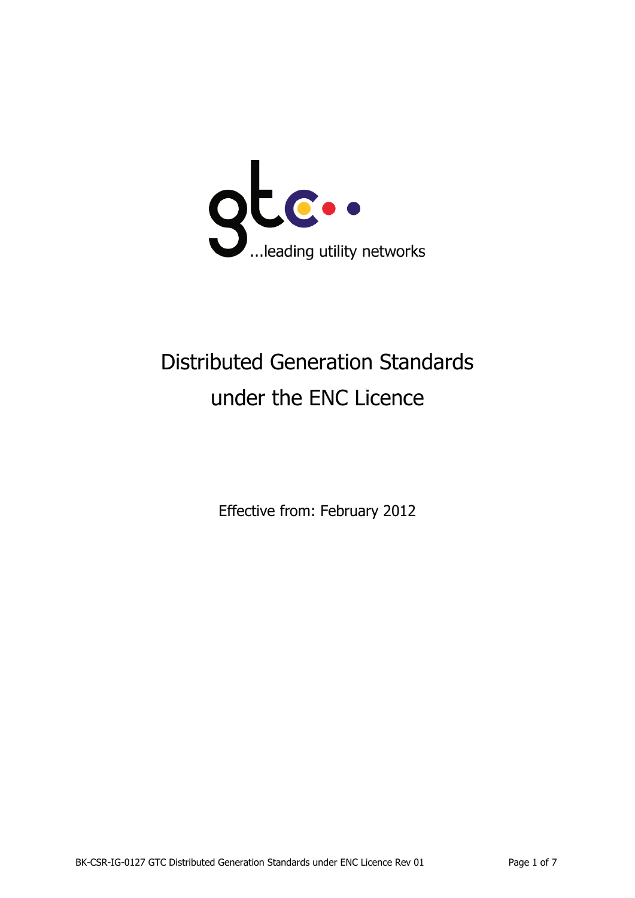gtc

...leading utility networks

# Distributed Generation Standards under the ENC Licence

Effective from: February 2012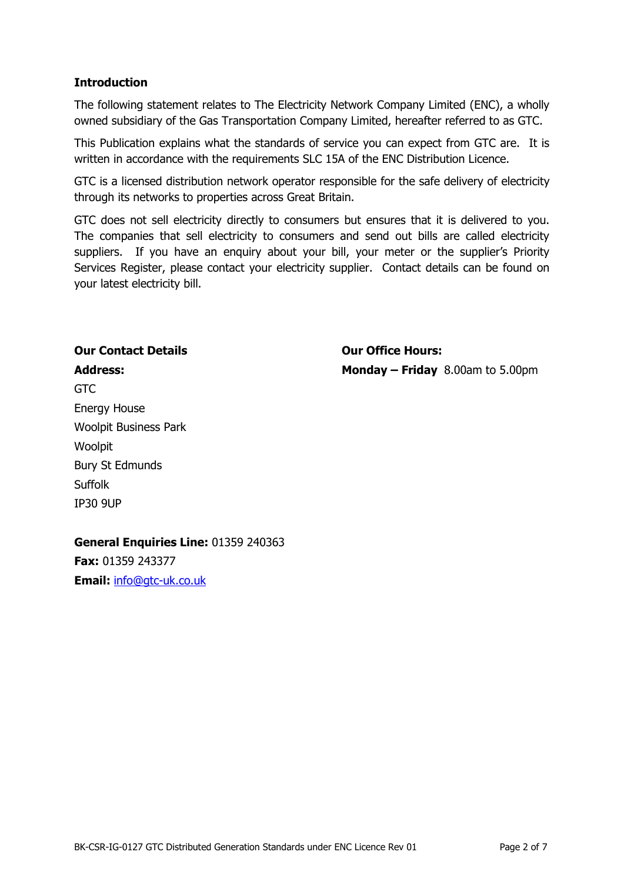## Introduction

The following statement relates to The Electricity Network Company Limited (ENC), a wholly owned subsidiary of the Gas Transportation Company Limited, hereafter referred to as GTC.

This Publication explains what the standards of service you can expect from GTC are. It is written in accordance with the requirements SLC 15A of the ENC Distribution Licence.

GTC is a licensed distribution network operator responsible for the safe delivery of electricity through its networks to properties across Great Britain.

GTC does not sell electricity directly to consumers but ensures that it is delivered to you. The companies that sell electricity to consumers and send out bills are called electricity suppliers. If you have an enquiry about your bill, your meter or the supplier's Priority Services Register, please contact your electricity supplier. Contact details can be found on your latest electricity bill.

**Our Contact Details**

**Address:**

GTC
Energy House
Woolpit Business Park
Woolpit
Bury St Edmunds
Suffolk
IP30 9UP

**General Enquiries Line:** 01359 240363
**Fax:** 01359 243377
**Email:** info@gtc-uk.co.uk

**Our Office Hours:**

**Monday – Friday** 8.00am to 5.00pm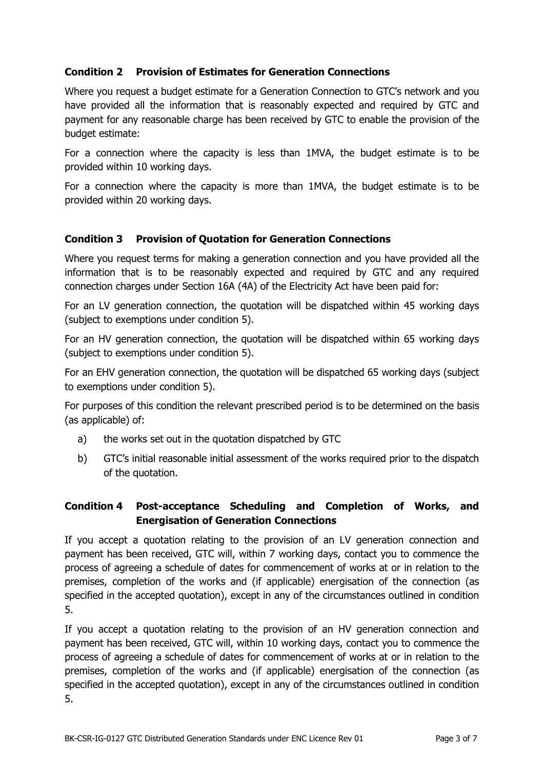### Condition 2 Provision of Estimates for Generation Connections

Where you request a budget estimate for a Generation Connection to GTC's network and you have provided all the information that is reasonably expected and required by GTC and payment for any reasonable charge has been received by GTC to enable the provision of the budget estimate:

For a connection where the capacity is less than 1MVA, the budget estimate is to be provided within 10 working days.

For a connection where the capacity is more than 1MVA, the budget estimate is to be provided within 20 working days.

### Condition 3 Provision of Quotation for Generation Connections

Where you request terms for making a generation connection and you have provided all the information that is to be reasonably expected and required by GTC and any required connection charges under Section 16A (4A) of the Electricity Act have been paid for:

For an LV generation connection, the quotation will be dispatched within 45 working days (subject to exemptions under condition 5).

For an HV generation connection, the quotation will be dispatched within 65 working days (subject to exemptions under condition 5).

For an EHV generation connection, the quotation will be dispatched 65 working days (subject to exemptions under condition 5).

For purposes of this condition the relevant prescribed period is to be determined on the basis (as applicable) of:

a) the works set out in the quotation dispatched by GTC
b) GTC's initial reasonable initial assessment of the works required prior to the dispatch of the quotation.

### Condition 4 Post-acceptance Scheduling and Completion of Works, and Energisation of Generation Connections

If you accept a quotation relating to the provision of an LV generation connection and payment has been received, GTC will, within 7 working days, contact you to commence the process of agreeing a schedule of dates for commencement of works at or in relation to the premises, completion of the works and (if applicable) energisation of the connection (as specified in the accepted quotation), except in any of the circumstances outlined in condition 5.

If you accept a quotation relating to the provision of an HV generation connection and payment has been received, GTC will, within 10 working days, contact you to commence the process of agreeing a schedule of dates for commencement of works at or in relation to the premises, completion of the works and (if applicable) energisation of the connection (as specified in the accepted quotation), except in any of the circumstances outlined in condition 5.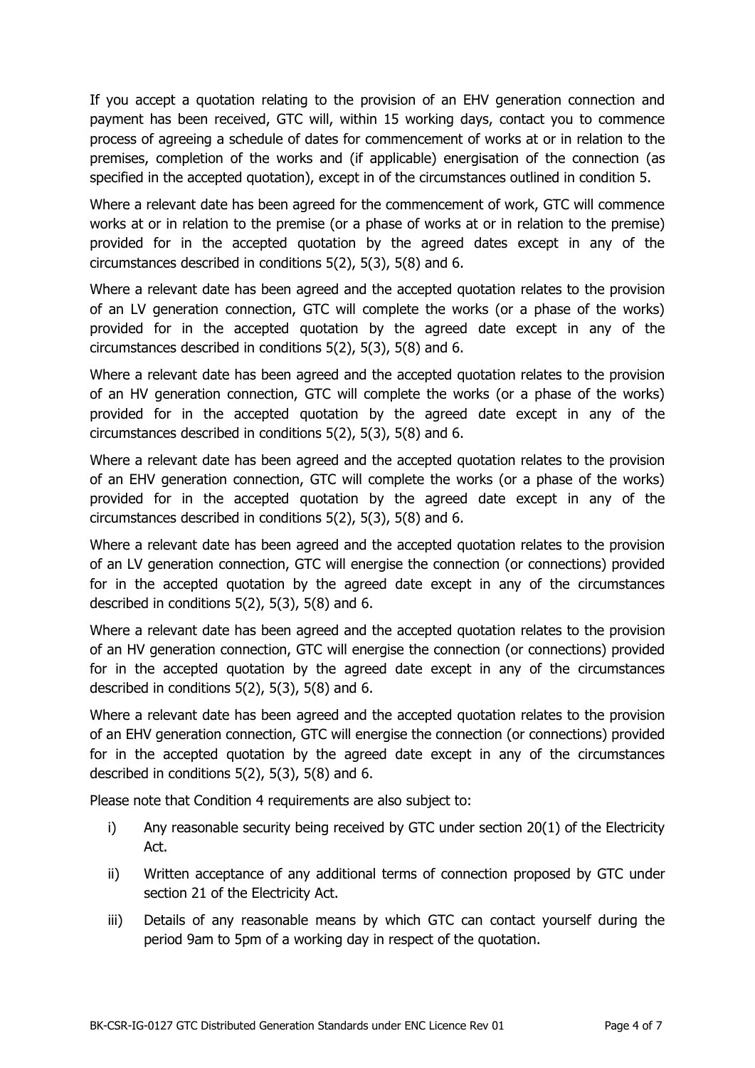If you accept a quotation relating to the provision of an EHV generation connection and payment has been received, GTC will, within 15 working days, contact you to commence process of agreeing a schedule of dates for commencement of works at or in relation to the premises, completion of the works and (if applicable) energisation of the connection (as specified in the accepted quotation), except in of the circumstances outlined in condition 5.

Where a relevant date has been agreed for the commencement of work, GTC will commence works at or in relation to the premise (or a phase of works at or in relation to the premise) provided for in the accepted quotation by the agreed dates except in any of the circumstances described in conditions 5(2), 5(3), 5(8) and 6.

Where a relevant date has been agreed and the accepted quotation relates to the provision of an LV generation connection, GTC will complete the works (or a phase of the works) provided for in the accepted quotation by the agreed date except in any of the circumstances described in conditions 5(2), 5(3), 5(8) and 6.

Where a relevant date has been agreed and the accepted quotation relates to the provision of an HV generation connection, GTC will complete the works (or a phase of the works) provided for in the accepted quotation by the agreed date except in any of the circumstances described in conditions 5(2), 5(3), 5(8) and 6.

Where a relevant date has been agreed and the accepted quotation relates to the provision of an EHV generation connection, GTC will complete the works (or a phase of the works) provided for in the accepted quotation by the agreed date except in any of the circumstances described in conditions 5(2), 5(3), 5(8) and 6.

Where a relevant date has been agreed and the accepted quotation relates to the provision of an LV generation connection, GTC will energise the connection (or connections) provided for in the accepted quotation by the agreed date except in any of the circumstances described in conditions 5(2), 5(3), 5(8) and 6.

Where a relevant date has been agreed and the accepted quotation relates to the provision of an HV generation connection, GTC will energise the connection (or connections) provided for in the accepted quotation by the agreed date except in any of the circumstances described in conditions 5(2), 5(3), 5(8) and 6.

Where a relevant date has been agreed and the accepted quotation relates to the provision of an EHV generation connection, GTC will energise the connection (or connections) provided for in the accepted quotation by the agreed date except in any of the circumstances described in conditions 5(2), 5(3), 5(8) and 6.

Please note that Condition 4 requirements are also subject to:

i) Any reasonable security being received by GTC under section 20(1) of the Electricity Act.

ii) Written acceptance of any additional terms of connection proposed by GTC under section 21 of the Electricity Act.

iii) Details of any reasonable means by which GTC can contact yourself during the period 9am to 5pm of a working day in respect of the quotation.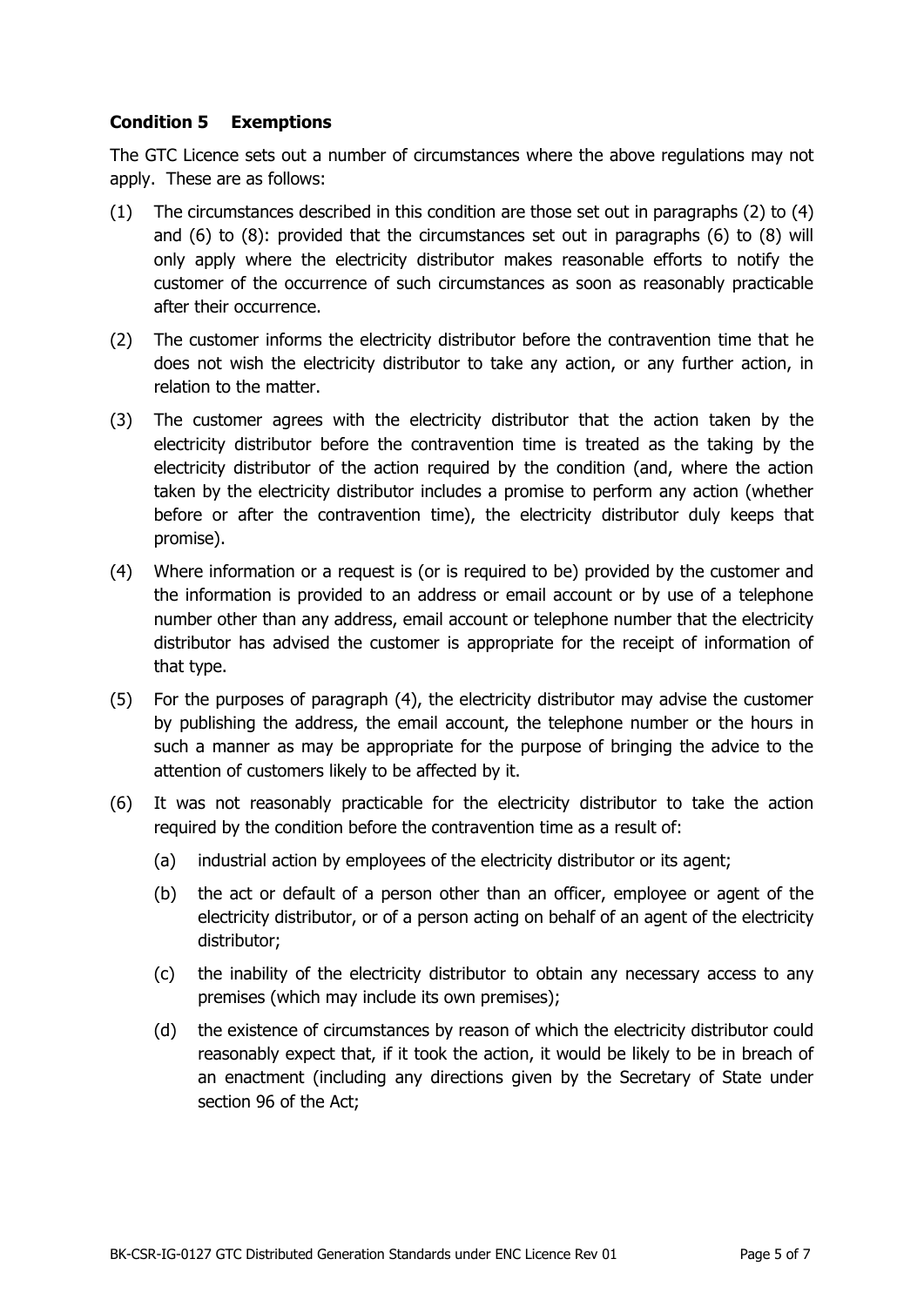### Condition 5 Exemptions

The GTC Licence sets out a number of circumstances where the above regulations may not apply. These are as follows:

(1) The circumstances described in this condition are those set out in paragraphs (2) to (4) and (6) to (8): provided that the circumstances set out in paragraphs (6) to (8) will only apply where the electricity distributor makes reasonable efforts to notify the customer of the occurrence of such circumstances as soon as reasonably practicable after their occurrence.

(2) The customer informs the electricity distributor before the contravention time that he does not wish the electricity distributor to take any action, or any further action, in relation to the matter.

(3) The customer agrees with the electricity distributor that the action taken by the electricity distributor before the contravention time is treated as the taking by the electricity distributor of the action required by the condition (and, where the action taken by the electricity distributor includes a promise to perform any action (whether before or after the contravention time), the electricity distributor duly keeps that promise).

(4) Where information or a request is (or is required to be) provided by the customer and the information is provided to an address or email account or by use of a telephone number other than any address, email account or telephone number that the electricity distributor has advised the customer is appropriate for the receipt of information of that type.

(5) For the purposes of paragraph (4), the electricity distributor may advise the customer by publishing the address, the email account, the telephone number or the hours in such a manner as may be appropriate for the purpose of bringing the advice to the attention of customers likely to be affected by it.

(6) It was not reasonably practicable for the electricity distributor to take the action required by the condition before the contravention time as a result of:

  (a) industrial action by employees of the electricity distributor or its agent;

  (b) the act or default of a person other than an officer, employee or agent of the electricity distributor, or of a person acting on behalf of an agent of the electricity distributor;

  (c) the inability of the electricity distributor to obtain any necessary access to any premises (which may include its own premises);

  (d) the existence of circumstances by reason of which the electricity distributor could reasonably expect that, if it took the action, it would be likely to be in breach of an enactment (including any directions given by the Secretary of State under section 96 of the Act;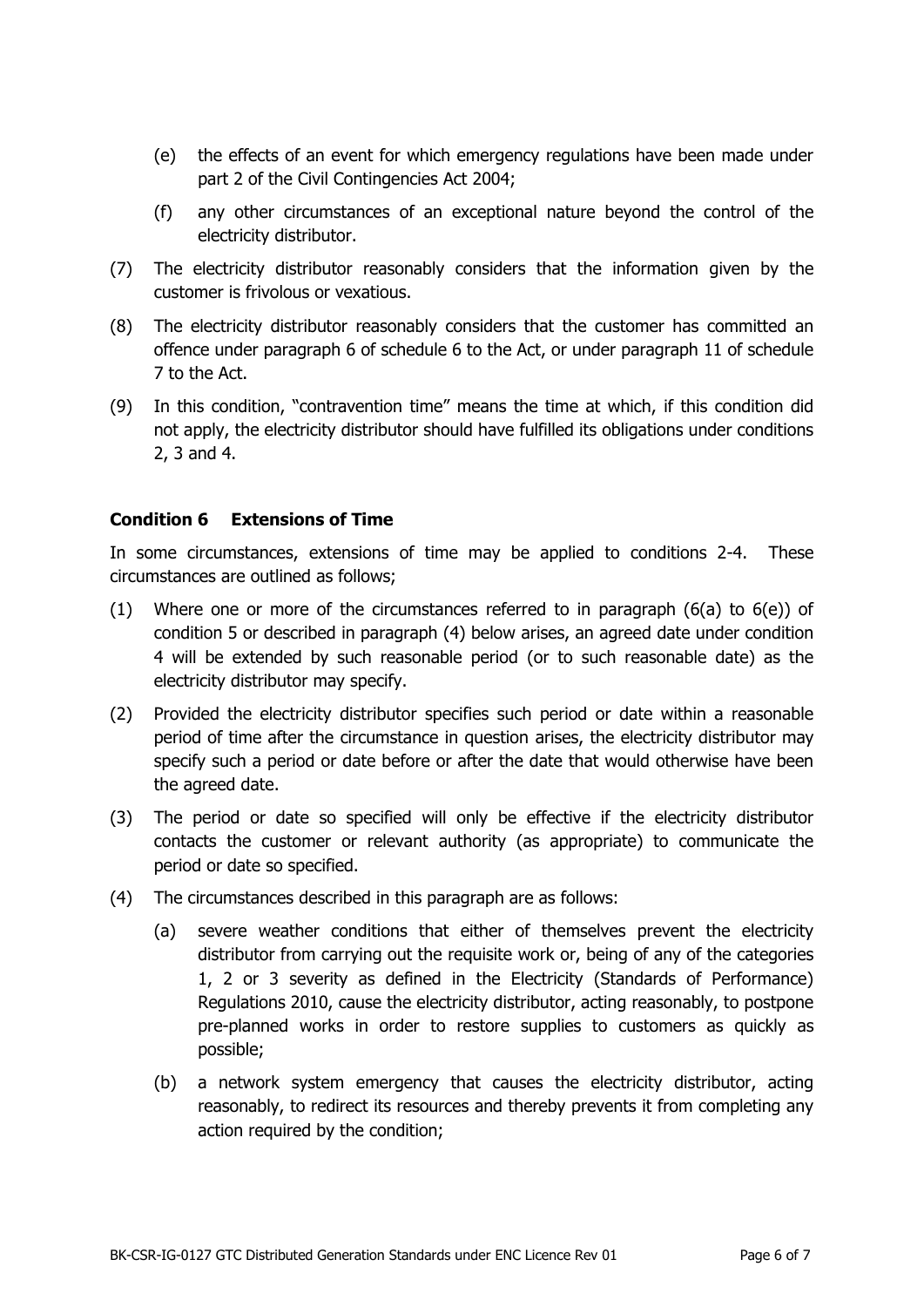(e) the effects of an event for which emergency regulations have been made under part 2 of the Civil Contingencies Act 2004;

(f) any other circumstances of an exceptional nature beyond the control of the electricity distributor.

(7) The electricity distributor reasonably considers that the information given by the customer is frivolous or vexatious.

(8) The electricity distributor reasonably considers that the customer has committed an offence under paragraph 6 of schedule 6 to the Act, or under paragraph 11 of schedule 7 to the Act.

(9) In this condition, "contravention time" means the time at which, if this condition did not apply, the electricity distributor should have fulfilled its obligations under conditions 2, 3 and 4.

### Condition 6 Extensions of Time

In some circumstances, extensions of time may be applied to conditions 2-4. These circumstances are outlined as follows;

(1) Where one or more of the circumstances referred to in paragraph (6(a) to 6(e)) of condition 5 or described in paragraph (4) below arises, an agreed date under condition 4 will be extended by such reasonable period (or to such reasonable date) as the electricity distributor may specify.

(2) Provided the electricity distributor specifies such period or date within a reasonable period of time after the circumstance in question arises, the electricity distributor may specify such a period or date before or after the date that would otherwise have been the agreed date.

(3) The period or date so specified will only be effective if the electricity distributor contacts the customer or relevant authority (as appropriate) to communicate the period or date so specified.

(4) The circumstances described in this paragraph are as follows:

(a) severe weather conditions that either of themselves prevent the electricity distributor from carrying out the requisite work or, being of any of the categories 1, 2 or 3 severity as defined in the Electricity (Standards of Performance) Regulations 2010, cause the electricity distributor, acting reasonably, to postpone pre-planned works in order to restore supplies to customers as quickly as possible;

(b) a network system emergency that causes the electricity distributor, acting reasonably, to redirect its resources and thereby prevents it from completing any action required by the condition;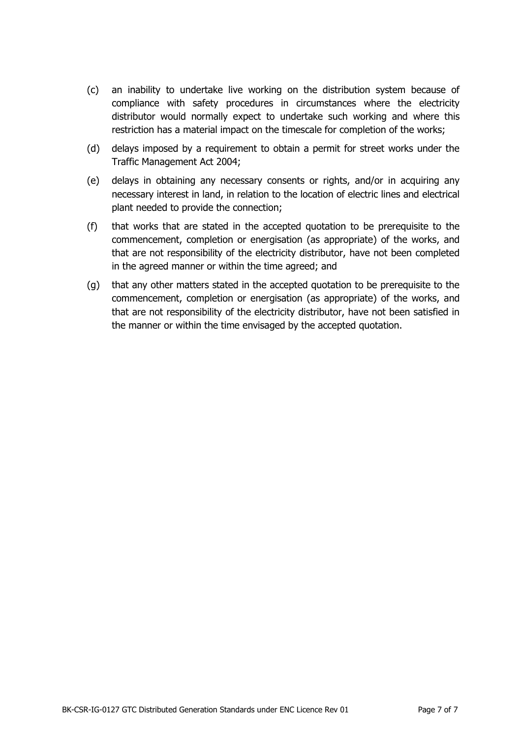(c) an inability to undertake live working on the distribution system because of compliance with safety procedures in circumstances where the electricity distributor would normally expect to undertake such working and where this restriction has a material impact on the timescale for completion of the works;

(d) delays imposed by a requirement to obtain a permit for street works under the Traffic Management Act 2004;

(e) delays in obtaining any necessary consents or rights, and/or in acquiring any necessary interest in land, in relation to the location of electric lines and electrical plant needed to provide the connection;

(f) that works that are stated in the accepted quotation to be prerequisite to the commencement, completion or energisation (as appropriate) of the works, and that are not responsibility of the electricity distributor, have not been completed in the agreed manner or within the time agreed; and

(g) that any other matters stated in the accepted quotation to be prerequisite to the commencement, completion or energisation (as appropriate) of the works, and that are not responsibility of the electricity distributor, have not been satisfied in the manner or within the time envisaged by the accepted quotation.